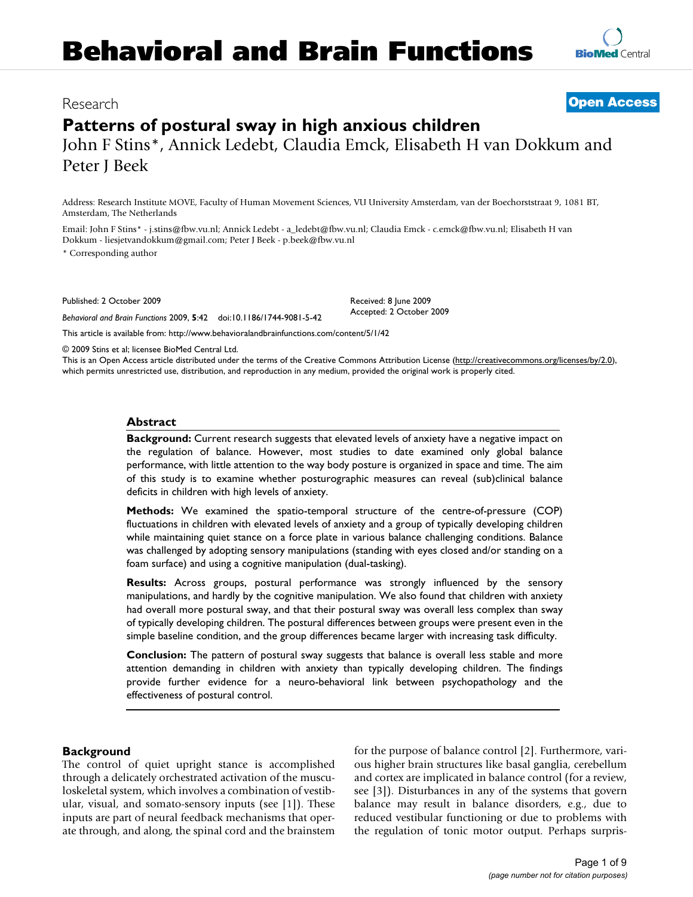# Behavioral and Brain Functions

Research **Open Access**

## Patterns of postural sway in high anxious children

John F Stins*, Annick Ledebt, Claudia Emck, Elisabeth H van Dokkum and Peter J Beek

Address: Research Institute MOVE, Faculty of Human Movement Sciences, VU University Amsterdam, van der Boechorststraat 9, 1081 BT, Amsterdam, The Netherlands

Email: John F Stins* - j.stins@fbw.vu.nl; Annick Ledebt - a_ledebt@fbw.vu.nl; Claudia Emck - c.emck@fbw.vu.nl; Elisabeth H van Dokkum - liesjetvandokkum@gmail.com; Peter J Beek - p.beek@fbw.vu.nl

\* Corresponding author

Published: 2 October 2009

*Behavioral and Brain Functions* 2009, **5**:42 doi:10.1186/1744-9081-5-42

Received: 8 June 2009
Accepted: 2 October 2009

This article is available from: http://www.behavioralandbrainfunctions.com/content/5/1/42

© 2009 Stins et al; licensee BioMed Central Ltd.

This is an Open Access article distributed under the terms of the Creative Commons Attribution License (http://creativecommons.org/licenses/by/2.0), which permits unrestricted use, distribution, and reproduction in any medium, provided the original work is properly cited.

### Abstract

**Background:** Current research suggests that elevated levels of anxiety have a negative impact on the regulation of balance. However, most studies to date examined only global balance performance, with little attention to the way body posture is organized in space and time. The aim of this study is to examine whether posturographic measures can reveal (sub)clinical balance deficits in children with high levels of anxiety.

**Methods:** We examined the spatio-temporal structure of the centre-of-pressure (COP) fluctuations in children with elevated levels of anxiety and a group of typically developing children while maintaining quiet stance on a force plate in various balance challenging conditions. Balance was challenged by adopting sensory manipulations (standing with eyes closed and/or standing on a foam surface) and using a cognitive manipulation (dual-tasking).

**Results:** Across groups, postural performance was strongly influenced by the sensory manipulations, and hardly by the cognitive manipulation. We also found that children with anxiety had overall more postural sway, and that their postural sway was overall less complex than sway of typically developing children. The postural differences between groups were present even in the simple baseline condition, and the group differences became larger with increasing task difficulty.

**Conclusion:** The pattern of postural sway suggests that balance is overall less stable and more attention demanding in children with anxiety than typically developing children. The findings provide further evidence for a neuro-behavioral link between psychopathology and the effectiveness of postural control.

## Background

The control of quiet upright stance is accomplished through a delicately orchestrated activation of the musculoskeletal system, which involves a combination of vestibular, visual, and somato-sensory inputs (see [1]). These inputs are part of neural feedback mechanisms that operate through, and along, the spinal cord and the brainstem for the purpose of balance control [2]. Furthermore, various higher brain structures like basal ganglia, cerebellum and cortex are implicated in balance control (for a review, see [3]). Disturbances in any of the systems that govern balance may result in balance disorders, e.g., due to reduced vestibular functioning or due to problems with the regulation of tonic motor output. Perhaps surpris-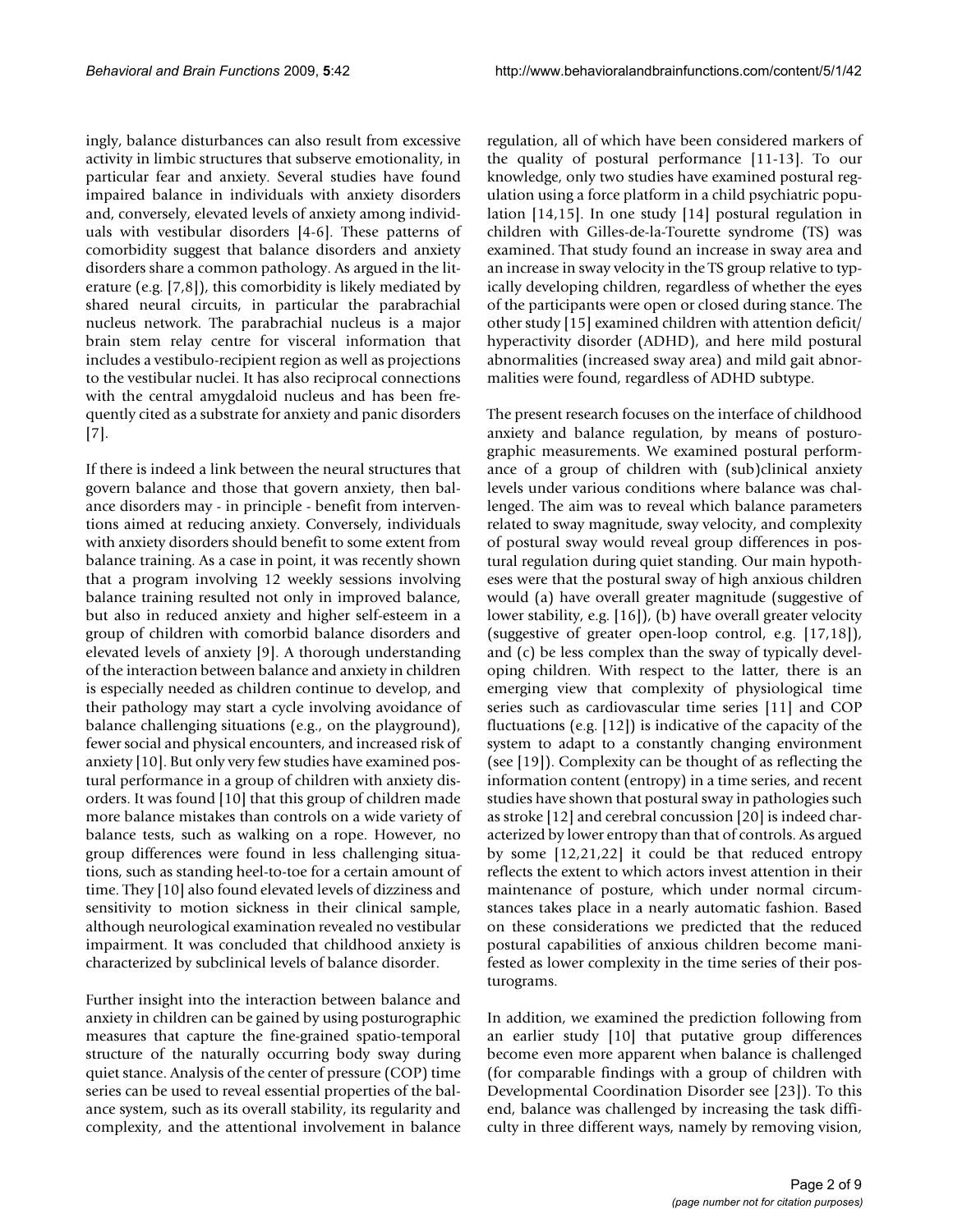ingly, balance disturbances can also result from excessive activity in limbic structures that subserve emotionality, in particular fear and anxiety. Several studies have found impaired balance in individuals with anxiety disorders and, conversely, elevated levels of anxiety among individuals with vestibular disorders [4-6]. These patterns of comorbidity suggest that balance disorders and anxiety disorders share a common pathology. As argued in the literature (e.g. [7,8]), this comorbidity is likely mediated by shared neural circuits, in particular the parabrachial nucleus network. The parabrachial nucleus is a major brain stem relay centre for visceral information that includes a vestibulo-recipient region as well as projections to the vestibular nuclei. It has also reciprocal connections with the central amygdaloid nucleus and has been frequently cited as a substrate for anxiety and panic disorders [7].

If there is indeed a link between the neural structures that govern balance and those that govern anxiety, then balance disorders may - in principle - benefit from interventions aimed at reducing anxiety. Conversely, individuals with anxiety disorders should benefit to some extent from balance training. As a case in point, it was recently shown that a program involving 12 weekly sessions involving balance training resulted not only in improved balance, but also in reduced anxiety and higher self-esteem in a group of children with comorbid balance disorders and elevated levels of anxiety [9]. A thorough understanding of the interaction between balance and anxiety in children is especially needed as children continue to develop, and their pathology may start a cycle involving avoidance of balance challenging situations (e.g., on the playground), fewer social and physical encounters, and increased risk of anxiety [10]. But only very few studies have examined postural performance in a group of children with anxiety disorders. It was found [10] that this group of children made more balance mistakes than controls on a wide variety of balance tests, such as walking on a rope. However, no group differences were found in less challenging situations, such as standing heel-to-toe for a certain amount of time. They [10] also found elevated levels of dizziness and sensitivity to motion sickness in their clinical sample, although neurological examination revealed no vestibular impairment. It was concluded that childhood anxiety is characterized by subclinical levels of balance disorder.

Further insight into the interaction between balance and anxiety in children can be gained by using posturographic measures that capture the fine-grained spatio-temporal structure of the naturally occurring body sway during quiet stance. Analysis of the center of pressure (COP) time series can be used to reveal essential properties of the balance system, such as its overall stability, its regularity and complexity, and the attentional involvement in balance regulation, all of which have been considered markers of the quality of postural performance [11-13]. To our knowledge, only two studies have examined postural regulation using a force platform in a child psychiatric population [14,15]. In one study [14] postural regulation in children with Gilles-de-la-Tourette syndrome (TS) was examined. That study found an increase in sway area and an increase in sway velocity in the TS group relative to typically developing children, regardless of whether the eyes of the participants were open or closed during stance. The other study [15] examined children with attention deficit/hyperactivity disorder (ADHD), and here mild postural abnormalities (increased sway area) and mild gait abnormalities were found, regardless of ADHD subtype.

The present research focuses on the interface of childhood anxiety and balance regulation, by means of posturographic measurements. We examined postural performance of a group of children with (sub)clinical anxiety levels under various conditions where balance was challenged. The aim was to reveal which balance parameters related to sway magnitude, sway velocity, and complexity of postural sway would reveal group differences in postural regulation during quiet standing. Our main hypotheses were that the postural sway of high anxious children would (a) have overall greater magnitude (suggestive of lower stability, e.g. [16]), (b) have overall greater velocity (suggestive of greater open-loop control, e.g. [17,18]), and (c) be less complex than the sway of typically developing children. With respect to the latter, there is an emerging view that complexity of physiological time series such as cardiovascular time series [11] and COP fluctuations (e.g. [12]) is indicative of the capacity of the system to adapt to a constantly changing environment (see [19]). Complexity can be thought of as reflecting the information content (entropy) in a time series, and recent studies have shown that postural sway in pathologies such as stroke [12] and cerebral concussion [20] is indeed characterized by lower entropy than that of controls. As argued by some [12,21,22] it could be that reduced entropy reflects the extent to which actors invest attention in their maintenance of posture, which under normal circumstances takes place in a nearly automatic fashion. Based on these considerations we predicted that the reduced postural capabilities of anxious children become manifested as lower complexity in the time series of their posturograms.

In addition, we examined the prediction following from an earlier study [10] that putative group differences become even more apparent when balance is challenged (for comparable findings with a group of children with Developmental Coordination Disorder see [23]). To this end, balance was challenged by increasing the task difficulty in three different ways, namely by removing vision,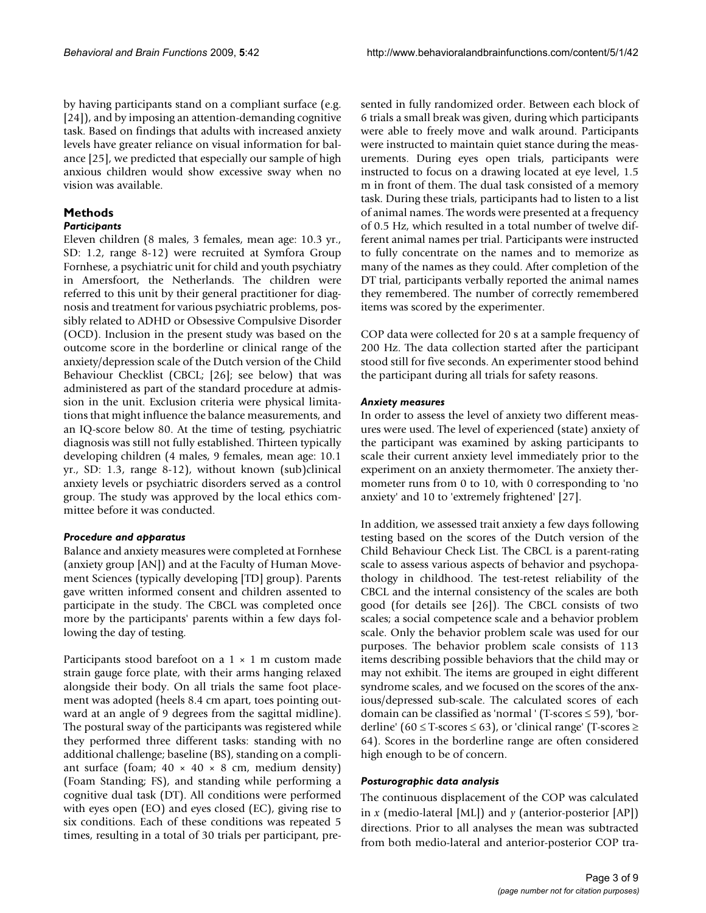by having participants stand on a compliant surface (e.g. [24]), and by imposing an attention-demanding cognitive task. Based on findings that adults with increased anxiety levels have greater reliance on visual information for balance [25], we predicted that especially our sample of high anxious children would show excessive sway when no vision was available.

## Methods

### *Participants*

Eleven children (8 males, 3 females, mean age: 10.3 yr., SD: 1.2, range 8-12) were recruited at Symfora Group Fornhese, a psychiatric unit for child and youth psychiatry in Amersfoort, the Netherlands. The children were referred to this unit by their general practitioner for diagnosis and treatment for various psychiatric problems, possibly related to ADHD or Obsessive Compulsive Disorder (OCD). Inclusion in the present study was based on the outcome score in the borderline or clinical range of the anxiety/depression scale of the Dutch version of the Child Behaviour Checklist (CBCL; [26]; see below) that was administered as part of the standard procedure at admission in the unit. Exclusion criteria were physical limitations that might influence the balance measurements, and an IQ-score below 80. At the time of testing, psychiatric diagnosis was still not fully established. Thirteen typically developing children (4 males, 9 females, mean age: 10.1 yr., SD: 1.3, range 8-12), without known (sub)clinical anxiety levels or psychiatric disorders served as a control group. The study was approved by the local ethics committee before it was conducted.

### *Procedure and apparatus*

Balance and anxiety measures were completed at Fornhese (anxiety group [AN]) and at the Faculty of Human Movement Sciences (typically developing [TD] group). Parents gave written informed consent and children assented to participate in the study. The CBCL was completed once more by the participants' parents within a few days following the day of testing.

Participants stood barefoot on a 1 × 1 m custom made strain gauge force plate, with their arms hanging relaxed alongside their body. On all trials the same foot placement was adopted (heels 8.4 cm apart, toes pointing outward at an angle of 9 degrees from the sagittal midline). The postural sway of the participants was registered while they performed three different tasks: standing with no additional challenge; baseline (BS), standing on a compliant surface (foam; 40 × 40 × 8 cm, medium density) (Foam Standing; FS), and standing while performing a cognitive dual task (DT). All conditions were performed with eyes open (EO) and eyes closed (EC), giving rise to six conditions. Each of these conditions was repeated 5 times, resulting in a total of 30 trials per participant, presented in fully randomized order. Between each block of 6 trials a small break was given, during which participants were able to freely move and walk around. Participants were instructed to maintain quiet stance during the measurements. During eyes open trials, participants were instructed to focus on a drawing located at eye level, 1.5 m in front of them. The dual task consisted of a memory task. During these trials, participants had to listen to a list of animal names. The words were presented at a frequency of 0.5 Hz, which resulted in a total number of twelve different animal names per trial. Participants were instructed to fully concentrate on the names and to memorize as many of the names as they could. After completion of the DT trial, participants verbally reported the animal names they remembered. The number of correctly remembered items was scored by the experimenter.

COP data were collected for 20 s at a sample frequency of 200 Hz. The data collection started after the participant stood still for five seconds. An experimenter stood behind the participant during all trials for safety reasons.

### *Anxiety measures*

In order to assess the level of anxiety two different measures were used. The level of experienced (state) anxiety of the participant was examined by asking participants to scale their current anxiety level immediately prior to the experiment on an anxiety thermometer. The anxiety thermometer runs from 0 to 10, with 0 corresponding to 'no anxiety' and 10 to 'extremely frightened' [27].

In addition, we assessed trait anxiety a few days following testing based on the scores of the Dutch version of the Child Behaviour Check List. The CBCL is a parent-rating scale to assess various aspects of behavior and psychopathology in childhood. The test-retest reliability of the CBCL and the internal consistency of the scales are both good (for details see [26]). The CBCL consists of two scales; a social competence scale and a behavior problem scale. Only the behavior problem scale was used for our purposes. The behavior problem scale consists of 113 items describing possible behaviors that the child may or may not exhibit. The items are grouped in eight different syndrome scales, and we focused on the scores of the anxious/depressed sub-scale. The calculated scores of each domain can be classified as 'normal ' (T-scores ≤ 59), 'borderline' (60 ≤ T-scores ≤ 63), or 'clinical range' (T-scores ≥ 64). Scores in the borderline range are often considered high enough to be of concern.

### *Posturographic data analysis*

The continuous displacement of the COP was calculated in $x$ (medio-lateral [ML]) and $y$ (anterior-posterior [AP]) directions. Prior to all analyses the mean was subtracted from both medio-lateral and anterior-posterior COP tra-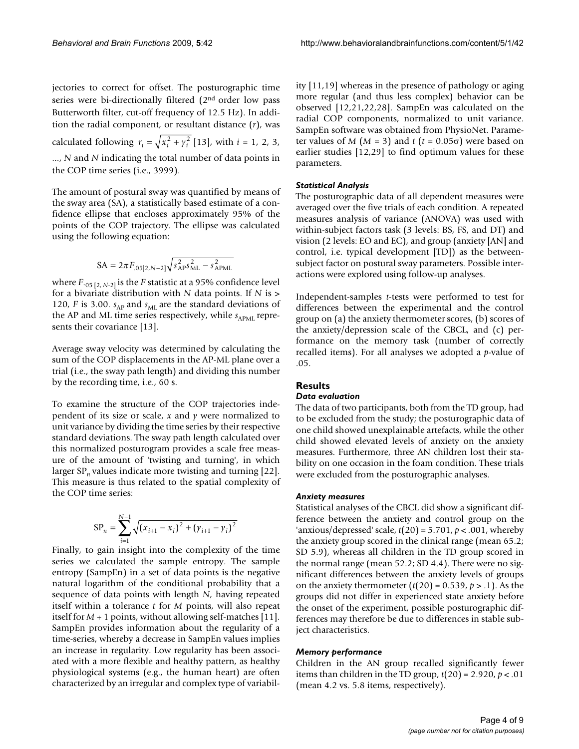jectories to correct for offset. The posturographic time series were bi-directionally filtered (2nd order low pass Butterworth filter, cut-off frequency of 12.5 Hz). In addition the radial component, or resultant distance ($r$), was calculated following $r_i = \sqrt{x_i^2 + y_i^2}$ [13], with $i = 1, 2, 3, ..., N$ and $N$ indicating the total number of data points in the COP time series (i.e., 3999).

The amount of postural sway was quantified by means of the sway area (SA), a statistically based estimate of a confidence ellipse that encloses approximately 95% of the points of the COP trajectory. The ellipse was calculated using the following equation:

$$\mathrm{SA} = 2\pi F_{.05[2,N-2]}\sqrt{s_{\mathrm{AP}}^2 s_{\mathrm{ML}}^2 - s_{\mathrm{APML}}^2}$$

where $F_{.05\,[2,\,N\text{-}2]}$ is the $F$ statistic at a 95% confidence level for a bivariate distribution with $N$ data points. If $N$ is > 120, $F$ is 3.00. $s_{\mathrm{AP}}$ and $s_{\mathrm{ML}}$ are the standard deviations of the AP and ML time series respectively, while $s_{\mathrm{APML}}$ represents their covariance [13].

Average sway velocity was determined by calculating the sum of the COP displacements in the AP-ML plane over a trial (i.e., the sway path length) and dividing this number by the recording time, i.e., 60 s.

To examine the structure of the COP trajectories independent of its size or scale, $x$ and $y$ were normalized to unit variance by dividing the time series by their respective standard deviations. The sway path length calculated over this normalized posturogram provides a scale free measure of the amount of 'twisting and turning', in which larger $\mathrm{SP}_n$ values indicate more twisting and turning [22]. This measure is thus related to the spatial complexity of the COP time series:

$$\mathrm{SP}_n = \sum_{i=1}^{N-1}\sqrt{(x_{i+1} - x_i)^2 + (y_{i+1} - y_i)^2}$$

Finally, to gain insight into the complexity of the time series we calculated the sample entropy. The sample entropy (SampEn) in a set of data points is the negative natural logarithm of the conditional probability that a sequence of data points with length $N$, having repeated itself within a tolerance $t$ for $M$ points, will also repeat itself for $M + 1$ points, without allowing self-matches [11]. SampEn provides information about the regularity of a time-series, whereby a decrease in SampEn values implies an increase in regularity. Low regularity has been associated with a more flexible and healthy pattern, as healthy physiological systems (e.g., the human heart) are often characterized by an irregular and complex type of variability [11,19] whereas in the presence of pathology or aging more regular (and thus less complex) behavior can be observed [12,21,22,28]. SampEn was calculated on the radial COP components, normalized to unit variance. SampEn software was obtained from PhysioNet. Parameter values of $M$ ($M = 3$) and $t$ ($t = 0.05\sigma$) were based on earlier studies [12,29] to find optimum values for these parameters.

### *Statistical Analysis*

The posturographic data of all dependent measures were averaged over the five trials of each condition. A repeated measures analysis of variance (ANOVA) was used with within-subject factors task (3 levels: BS, FS, and DT) and vision (2 levels: EO and EC), and group (anxiety [AN] and control, i.e. typical development [TD]) as the between-subject factor on postural sway parameters. Possible interactions were explored using follow-up analyses.

Independent-samples $t$-tests were performed to test for differences between the experimental and the control group on (a) the anxiety thermometer scores, (b) scores of the anxiety/depression scale of the CBCL, and (c) performance on the memory task (number of correctly recalled items). For all analyses we adopted a $p$-value of .05.

## Results

### *Data evaluation*

The data of two participants, both from the TD group, had to be excluded from the study; the posturographic data of one child showed unexplainable artefacts, while the other child showed elevated levels of anxiety on the anxiety measures. Furthermore, three AN children lost their stability on one occasion in the foam condition. These trials were excluded from the posturographic analyses.

### *Anxiety measures*

Statistical analyses of the CBCL did show a significant difference between the anxiety and control group on the 'anxious/depressed' scale, $t(20) = 5.701$, $p < .001$, whereby the anxiety group scored in the clinical range (mean 65.2; SD 5.9), whereas all children in the TD group scored in the normal range (mean 52.2; SD 4.4). There were no significant differences between the anxiety levels of groups on the anxiety thermometer ($t(20) = 0.539$, $p > .1$). As the groups did not differ in experienced state anxiety before the onset of the experiment, possible posturographic differences may therefore be due to differences in stable subject characteristics.

### *Memory performance*

Children in the AN group recalled significantly fewer items than children in the TD group, $t(20) = 2.920$, $p < .01$ (mean 4.2 vs. 5.8 items, respectively).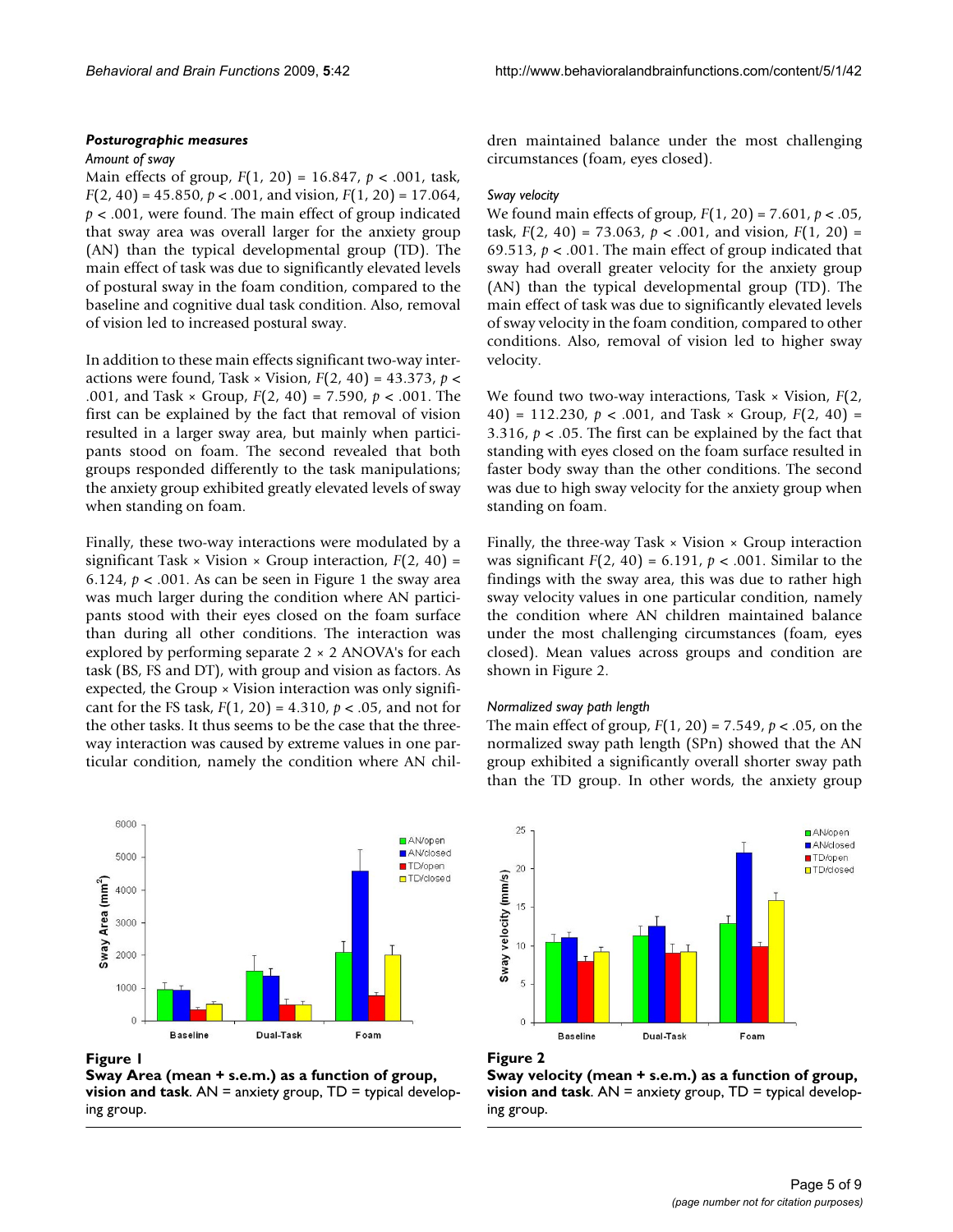### *Posturographic measures*

#### *Amount of sway*

Main effects of group, $F(1, 20) = 16.847$, $p < .001$, task, $F(2, 40) = 45.850$, $p < .001$, and vision, $F(1, 20) = 17.064$, $p < .001$, were found. The main effect of group indicated that sway area was overall larger for the anxiety group (AN) than the typical developmental group (TD). The main effect of task was due to significantly elevated levels of postural sway in the foam condition, compared to the baseline and cognitive dual task condition. Also, removal of vision led to increased postural sway.

In addition to these main effects significant two-way interactions were found, Task × Vision, $F(2, 40) = 43.373$, $p < .001$, and Task × Group, $F(2, 40) = 7.590$, $p < .001$. The first can be explained by the fact that removal of vision resulted in a larger sway area, but mainly when participants stood on foam. The second revealed that both groups responded differently to the task manipulations; the anxiety group exhibited greatly elevated levels of sway when standing on foam.

Finally, these two-way interactions were modulated by a significant Task × Vision × Group interaction, $F(2, 40) = 6.124$, $p < .001$. As can be seen in Figure 1 the sway area was much larger during the condition where AN participants stood with their eyes closed on the foam surface than during all other conditions. The interaction was explored by performing separate 2 × 2 ANOVA's for each task (BS, FS and DT), with group and vision as factors. As expected, the Group × Vision interaction was only significant for the FS task, $F(1, 20) = 4.310$, $p < .05$, and not for the other tasks. It thus seems to be the case that the three-way interaction was caused by extreme values in one particular condition, namely the condition where AN children maintained balance under the most challenging circumstances (foam, eyes closed).

#### *Sway velocity*

We found main effects of group, $F(1, 20) = 7.601$, $p < .05$, task, $F(2, 40) = 73.063$, $p < .001$, and vision, $F(1, 20) = 69.513$, $p < .001$. The main effect of group indicated that sway had overall greater velocity for the anxiety group (AN) than the typical developmental group (TD). The main effect of task was due to significantly elevated levels of sway velocity in the foam condition, compared to other conditions. Also, removal of vision led to higher sway velocity.

We found two two-way interactions, Task × Vision, $F(2, 40) = 112.230$, $p < .001$, and Task × Group, $F(2, 40) = 3.316$, $p < .05$. The first can be explained by the fact that standing with eyes closed on the foam surface resulted in faster body sway than the other conditions. The second was due to high sway velocity for the anxiety group when standing on foam.

Finally, the three-way Task × Vision × Group interaction was significant $F(2, 40) = 6.191$, $p < .001$. Similar to the findings with the sway area, this was due to rather high sway velocity values in one particular condition, namely the condition where AN children maintained balance under the most challenging circumstances (foam, eyes closed). Mean values across groups and condition are shown in Figure 2.

#### *Normalized sway path length*

The main effect of group, $F(1, 20) = 7.549$, $p < .05$, on the normalized sway path length (SPn) showed that the AN group exhibited a significantly overall shorter sway path than the TD group. In other words, the anxiety group

**Figure 1**
**Sway Area (mean + s.e.m.) as a function of group, vision and task**. AN = anxiety group, TD = typical developing group.

**Figure 2**
**Sway velocity (mean + s.e.m.) as a function of group, vision and task**. AN = anxiety group, TD = typical developing group.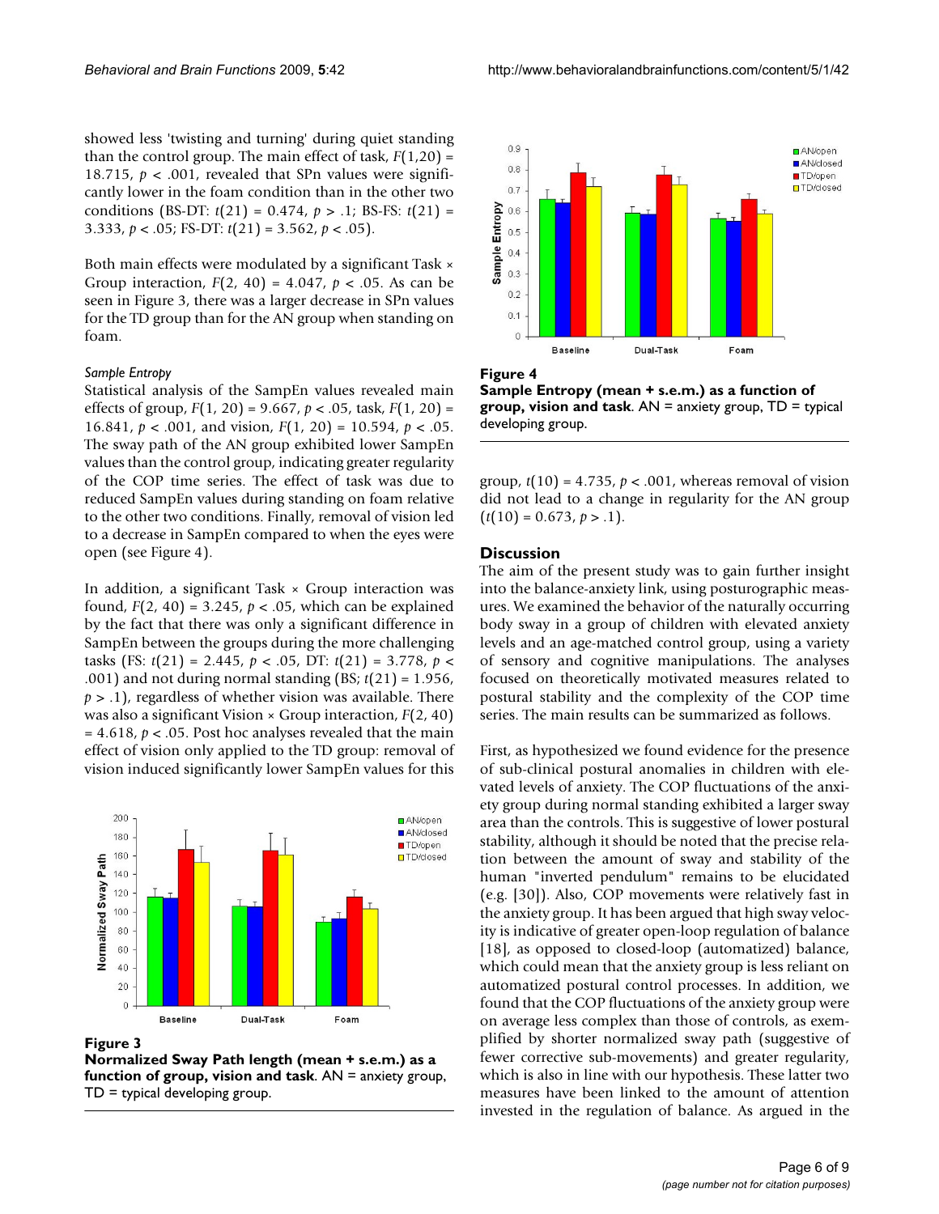showed less 'twisting and turning' during quiet standing than the control group. The main effect of task, $F(1,20) = 18.715$, $p < .001$, revealed that SPn values were significantly lower in the foam condition than in the other two conditions (BS-DT: $t(21) = 0.474$, $p > .1$; BS-FS: $t(21) = 3.333$, $p < .05$; FS-DT: $t(21) = 3.562$, $p < .05$).

Both main effects were modulated by a significant Task × Group interaction, $F(2, 40) = 4.047$, $p < .05$. As can be seen in Figure 3, there was a larger decrease in SPn values for the TD group than for the AN group when standing on foam.

*Sample Entropy*

Statistical analysis of the SampEn values revealed main effects of group, $F(1, 20) = 9.667$, $p < .05$, task, $F(1, 20) = 16.841$, $p < .001$, and vision, $F(1, 20) = 10.594$, $p < .05$. The sway path of the AN group exhibited lower SampEn values than the control group, indicating greater regularity of the COP time series. The effect of task was due to reduced SampEn values during standing on foam relative to the other two conditions. Finally, removal of vision led to a decrease in SampEn compared to when the eyes were open (see Figure 4).

In addition, a significant Task × Group interaction was found, $F(2, 40) = 3.245$, $p < .05$, which can be explained by the fact that there was only a significant difference in SampEn between the groups during the more challenging tasks (FS: $t(21) = 2.445$, $p < .05$, DT: $t(21) = 3.778$, $p < .001$) and not during normal standing (BS; $t(21) = 1.956$, $p > .1$), regardless of whether vision was available. There was also a significant Vision × Group interaction, $F(2, 40) = 4.618$, $p < .05$. Post hoc analyses revealed that the main effect of vision only applied to the TD group: removal of vision induced significantly lower SampEn values for this group, $t(10) = 4.735$, $p < .001$, whereas removal of vision did not lead to a change in regularity for the AN group ($t(10) = 0.673$, $p > .1$).

**Figure 3**
**Normalized Sway Path length (mean + s.e.m.) as a function of group, vision and task**. AN = anxiety group, TD = typical developing group.

**Figure 4**
**Sample Entropy (mean + s.e.m.) as a function of group, vision and task**. AN = anxiety group, TD = typical developing group.

## Discussion

The aim of the present study was to gain further insight into the balance-anxiety link, using posturographic measures. We examined the behavior of the naturally occurring body sway in a group of children with elevated anxiety levels and an age-matched control group, using a variety of sensory and cognitive manipulations. The analyses focused on theoretically motivated measures related to postural stability and the complexity of the COP time series. The main results can be summarized as follows.

First, as hypothesized we found evidence for the presence of sub-clinical postural anomalies in children with elevated levels of anxiety. The COP fluctuations of the anxiety group during normal standing exhibited a larger sway area than the controls. This is suggestive of lower postural stability, although it should be noted that the precise relation between the amount of sway and stability of the human "inverted pendulum" remains to be elucidated (e.g. [30]). Also, COP movements were relatively fast in the anxiety group. It has been argued that high sway velocity is indicative of greater open-loop regulation of balance [18], as opposed to closed-loop (automatized) balance, which could mean that the anxiety group is less reliant on automatized postural control processes. In addition, we found that the COP fluctuations of the anxiety group were on average less complex than those of controls, as exemplified by shorter normalized sway path (suggestive of fewer corrective sub-movements) and greater regularity, which is also in line with our hypothesis. These latter two measures have been linked to the amount of attention invested in the regulation of balance. As argued in the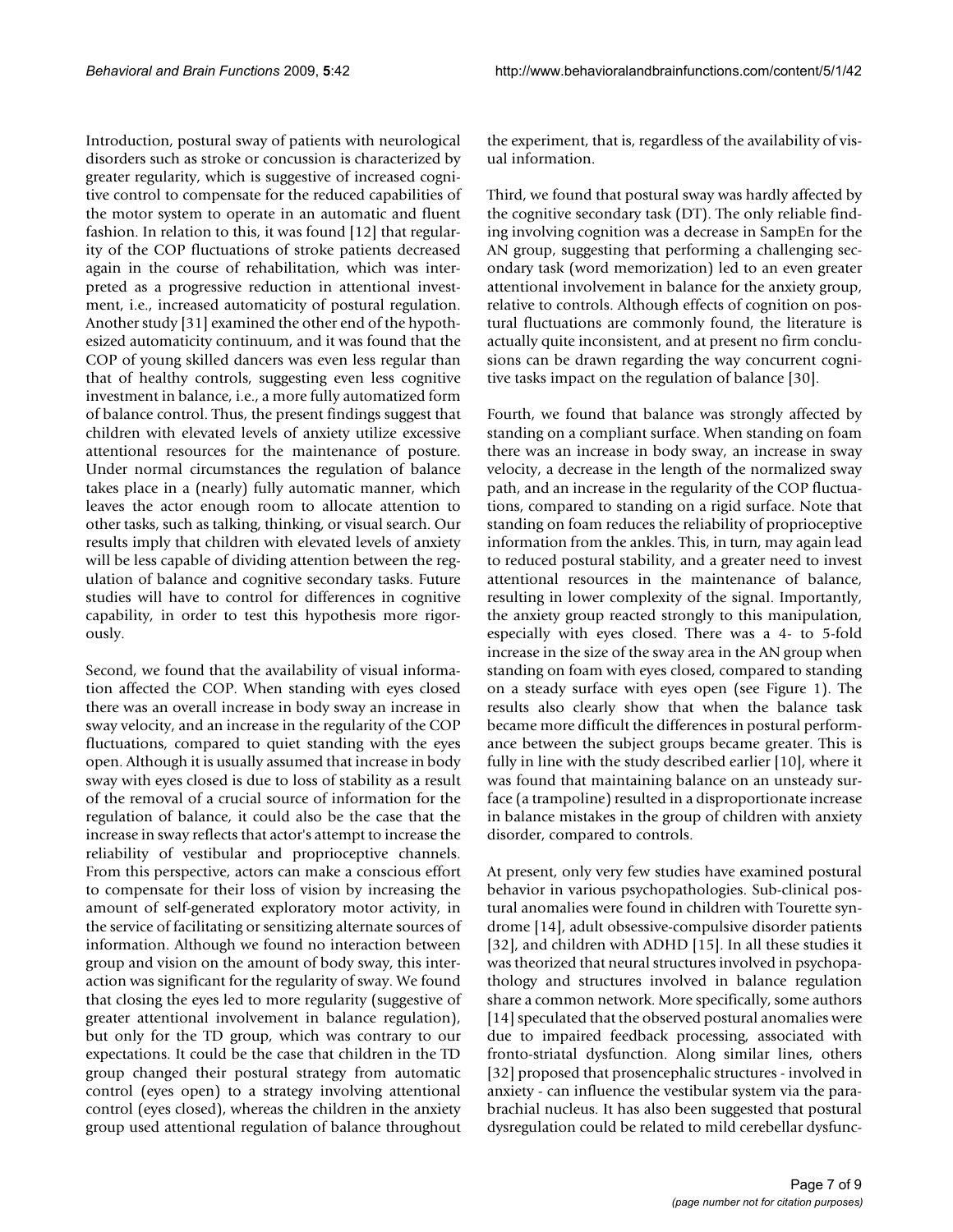Introduction, postural sway of patients with neurological disorders such as stroke or concussion is characterized by greater regularity, which is suggestive of increased cognitive control to compensate for the reduced capabilities of the motor system to operate in an automatic and fluent fashion. In relation to this, it was found [12] that regularity of the COP fluctuations of stroke patients decreased again in the course of rehabilitation, which was interpreted as a progressive reduction in attentional investment, i.e., increased automaticity of postural regulation. Another study [31] examined the other end of the hypothesized automaticity continuum, and it was found that the COP of young skilled dancers was even less regular than that of healthy controls, suggesting even less cognitive investment in balance, i.e., a more fully automatized form of balance control. Thus, the present findings suggest that children with elevated levels of anxiety utilize excessive attentional resources for the maintenance of posture. Under normal circumstances the regulation of balance takes place in a (nearly) fully automatic manner, which leaves the actor enough room to allocate attention to other tasks, such as talking, thinking, or visual search. Our results imply that children with elevated levels of anxiety will be less capable of dividing attention between the regulation of balance and cognitive secondary tasks. Future studies will have to control for differences in cognitive capability, in order to test this hypothesis more rigorously.

Second, we found that the availability of visual information affected the COP. When standing with eyes closed there was an overall increase in body sway an increase in sway velocity, and an increase in the regularity of the COP fluctuations, compared to quiet standing with the eyes open. Although it is usually assumed that increase in body sway with eyes closed is due to loss of stability as a result of the removal of a crucial source of information for the regulation of balance, it could also be the case that the increase in sway reflects that actor's attempt to increase the reliability of vestibular and proprioceptive channels. From this perspective, actors can make a conscious effort to compensate for their loss of vision by increasing the amount of self-generated exploratory motor activity, in the service of facilitating or sensitizing alternate sources of information. Although we found no interaction between group and vision on the amount of body sway, this interaction was significant for the regularity of sway. We found that closing the eyes led to more regularity (suggestive of greater attentional involvement in balance regulation), but only for the TD group, which was contrary to our expectations. It could be the case that children in the TD group changed their postural strategy from automatic control (eyes open) to a strategy involving attentional control (eyes closed), whereas the children in the anxiety group used attentional regulation of balance throughout the experiment, that is, regardless of the availability of visual information.

Third, we found that postural sway was hardly affected by the cognitive secondary task (DT). The only reliable finding involving cognition was a decrease in SampEn for the AN group, suggesting that performing a challenging secondary task (word memorization) led to an even greater attentional involvement in balance for the anxiety group, relative to controls. Although effects of cognition on postural fluctuations are commonly found, the literature is actually quite inconsistent, and at present no firm conclusions can be drawn regarding the way concurrent cognitive tasks impact on the regulation of balance [30].

Fourth, we found that balance was strongly affected by standing on a compliant surface. When standing on foam there was an increase in body sway, an increase in sway velocity, a decrease in the length of the normalized sway path, and an increase in the regularity of the COP fluctuations, compared to standing on a rigid surface. Note that standing on foam reduces the reliability of proprioceptive information from the ankles. This, in turn, may again lead to reduced postural stability, and a greater need to invest attentional resources in the maintenance of balance, resulting in lower complexity of the signal. Importantly, the anxiety group reacted strongly to this manipulation, especially with eyes closed. There was a 4- to 5-fold increase in the size of the sway area in the AN group when standing on foam with eyes closed, compared to standing on a steady surface with eyes open (see Figure 1). The results also clearly show that when the balance task became more difficult the differences in postural performance between the subject groups became greater. This is fully in line with the study described earlier [10], where it was found that maintaining balance on an unsteady surface (a trampoline) resulted in a disproportionate increase in balance mistakes in the group of children with anxiety disorder, compared to controls.

At present, only very few studies have examined postural behavior in various psychopathologies. Sub-clinical postural anomalies were found in children with Tourette syndrome [14], adult obsessive-compulsive disorder patients [32], and children with ADHD [15]. In all these studies it was theorized that neural structures involved in psychopathology and structures involved in balance regulation share a common network. More specifically, some authors [14] speculated that the observed postural anomalies were due to impaired feedback processing, associated with fronto-striatal dysfunction. Along similar lines, others [32] proposed that prosencephalic structures - involved in anxiety - can influence the vestibular system via the parabrachial nucleus. It has also been suggested that postural dysregulation could be related to mild cerebellar dysfunc-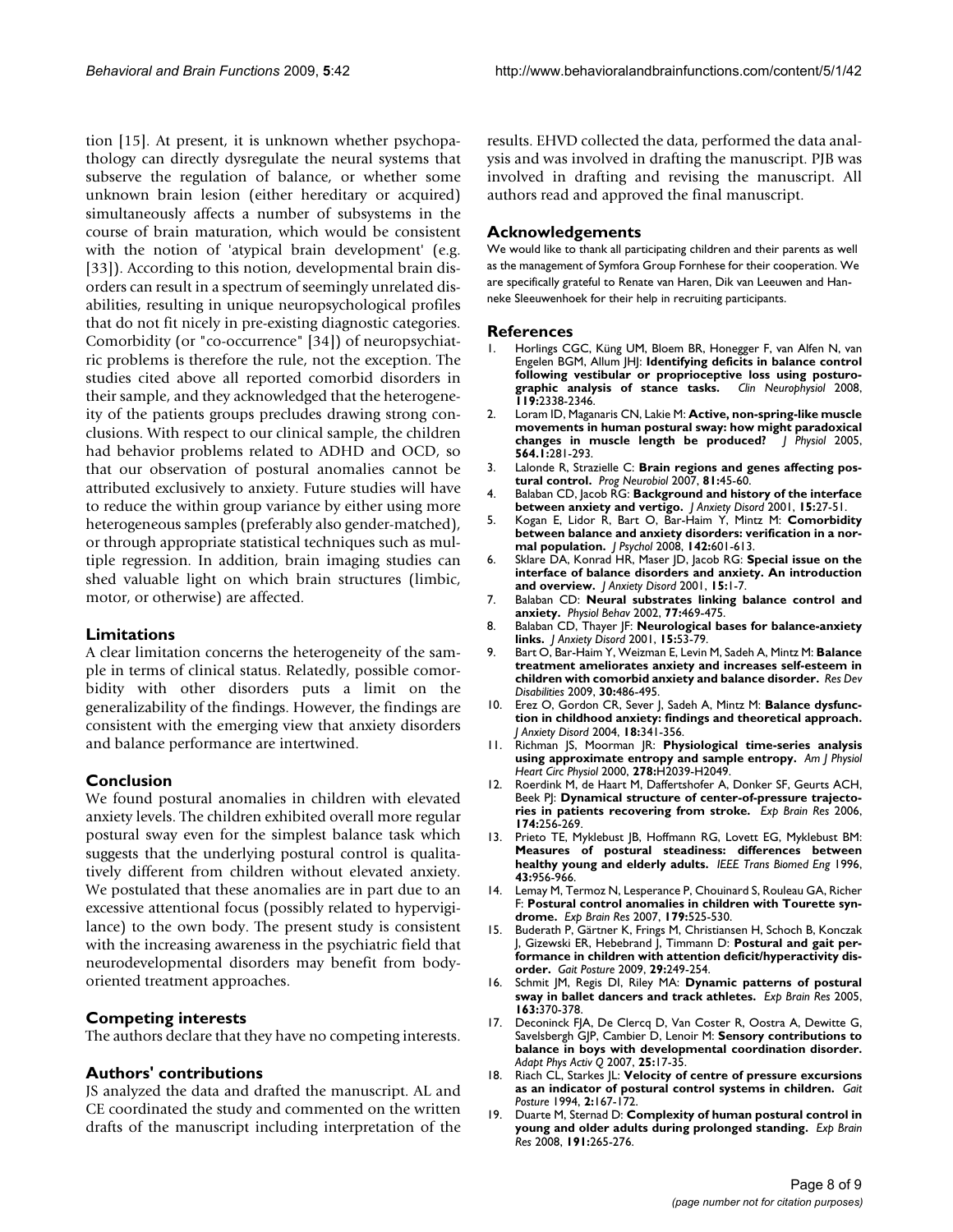tion [15]. At present, it is unknown whether psychopathology can directly dysregulate the neural systems that subserve the regulation of balance, or whether some unknown brain lesion (either hereditary or acquired) simultaneously affects a number of subsystems in the course of brain maturation, which would be consistent with the notion of 'atypical brain development' (e.g. [33]). According to this notion, developmental brain disorders can result in a spectrum of seemingly unrelated disabilities, resulting in unique neuropsychological profiles that do not fit nicely in pre-existing diagnostic categories. Comorbidity (or "co-occurrence" [34]) of neuropsychiatric problems is therefore the rule, not the exception. The studies cited above all reported comorbid disorders in their sample, and they acknowledged that the heterogeneity of the patients groups precludes drawing strong conclusions. With respect to our clinical sample, the children had behavior problems related to ADHD and OCD, so that our observation of postural anomalies cannot be attributed exclusively to anxiety. Future studies will have to reduce the within group variance by either using more heterogeneous samples (preferably also gender-matched), or through appropriate statistical techniques such as multiple regression. In addition, brain imaging studies can shed valuable light on which brain structures (limbic, motor, or otherwise) are affected.

## Limitations

A clear limitation concerns the heterogeneity of the sample in terms of clinical status. Relatedly, possible comorbidity with other disorders puts a limit on the generalizability of the findings. However, the findings are consistent with the emerging view that anxiety disorders and balance performance are intertwined.

## Conclusion

We found postural anomalies in children with elevated anxiety levels. The children exhibited overall more regular postural sway even for the simplest balance task which suggests that the underlying postural control is qualitatively different from children without elevated anxiety. We postulated that these anomalies are in part due to an excessive attentional focus (possibly related to hypervigilance) to the own body. The present study is consistent with the increasing awareness in the psychiatric field that neurodevelopmental disorders may benefit from body-oriented treatment approaches.

## Competing interests

The authors declare that they have no competing interests.

## Authors' contributions

JS analyzed the data and drafted the manuscript. AL and CE coordinated the study and commented on the written drafts of the manuscript including interpretation of the results. EHVD collected the data, performed the data analysis and was involved in drafting the manuscript. PJB was involved in drafting and revising the manuscript. All authors read and approved the final manuscript.

## Acknowledgements

We would like to thank all participating children and their parents as well as the management of Symfora Group Fornhese for their cooperation. We are specifically grateful to Renate van Haren, Dik van Leeuwen and Hanneke Sleeuwenhoek for their help in recruiting participants.

## References

1. Horlings CGC, Küng UM, Bloem BR, Honegger F, van Alfen N, van Engelen BGM, Allum JHJ: **Identifying deficits in balance control following vestibular or proprioceptive loss using posturographic analysis of stance tasks.** *Clin Neurophysiol* 2008, **119:**2338-2346.
2. Loram ID, Maganaris CN, Lakie M: **Active, non-spring-like muscle movements in human postural sway: how might paradoxical changes in muscle length be produced?** *J Physiol* 2005, **564.1:**281-293.
3. Lalonde R, Strazielle C: **Brain regions and genes affecting postural control.** *Prog Neurobiol* 2007, **81:**45-60.
4. Balaban CD, Jacob RG: **Background and history of the interface between anxiety and vertigo.** *J Anxiety Disord* 2001, **15:**27-51.
5. Kogan E, Lidor R, Bart O, Bar-Haim Y, Mintz M: **Comorbidity between balance and anxiety disorders: verification in a normal population.** *J Psychol* 2008, **142:**601-613.
6. Sklare DA, Konrad HR, Maser JD, Jacob RG: **Special issue on the interface of balance disorders and anxiety. An introduction and overview.** *J Anxiety Disord* 2001, **15:**1-7.
7. Balaban CD: **Neural substrates linking balance control and anxiety.** *Physiol Behav* 2002, **77:**469-475.
8. Balaban CD, Thayer JF: **Neurological bases for balance-anxiety links.** *J Anxiety Disord* 2001, **15:**53-79.
9. Bart O, Bar-Haim Y, Weizman E, Levin M, Sadeh A, Mintz M: **Balance treatment ameliorates anxiety and increases self-esteem in children with comorbid anxiety and balance disorder.** *Res Dev Disabilities* 2009, **30:**486-495.
10. Erez O, Gordon CR, Sever J, Sadeh A, Mintz M: **Balance dysfunction in childhood anxiety: findings and theoretical approach.** *J Anxiety Disord* 2004, **18:**341-356.
11. Richman JS, Moorman JR: **Physiological time-series analysis using approximate entropy and sample entropy.** *Am J Physiol Heart Circ Physiol* 2000, **278:**H2039-H2049.
12. Roerdink M, de Haart M, Daffertshofer A, Donker SF, Geurts ACH, Beek PJ: **Dynamical structure of center-of-pressure trajectories in patients recovering from stroke.** *Exp Brain Res* 2006, **174:**256-269.
13. Prieto TE, Myklebust JB, Hoffmann RG, Lovett EG, Myklebust BM: **Measures of postural steadiness: differences between healthy young and elderly adults.** *IEEE Trans Biomed Eng* 1996, **43:**956-966.
14. Lemay M, Termoz N, Lesperance P, Chouinard S, Rouleau GA, Richer F: **Postural control anomalies in children with Tourette syndrome.** *Exp Brain Res* 2007, **179:**525-530.
15. Buderath P, Gärtner K, Frings M, Christiansen H, Schoch B, Konczak J, Gizewski ER, Hebebrand J, Timmann D: **Postural and gait performance in children with attention deficit/hyperactivity disorder.** *Gait Posture* 2009, **29:**249-254.
16. Schmit JM, Regis DI, Riley MA: **Dynamic patterns of postural sway in ballet dancers and track athletes.** *Exp Brain Res* 2005, **163:**370-378.
17. Deconinck FJA, De Clercq D, Van Coster R, Oostra A, Dewitte G, Savelsbergh GJP, Cambier D, Lenoir M: **Sensory contributions to balance in boys with developmental coordination disorder.** *Adapt Phys Activ Q* 2007, **25:**17-35.
18. Riach CL, Starkes JL: **Velocity of centre of pressure excursions as an indicator of postural control systems in children.** *Gait Posture* 1994, **2:**167-172.
19. Duarte M, Sternad D: **Complexity of human postural control in young and older adults during prolonged standing.** *Exp Brain Res* 2008, **191:**265-276.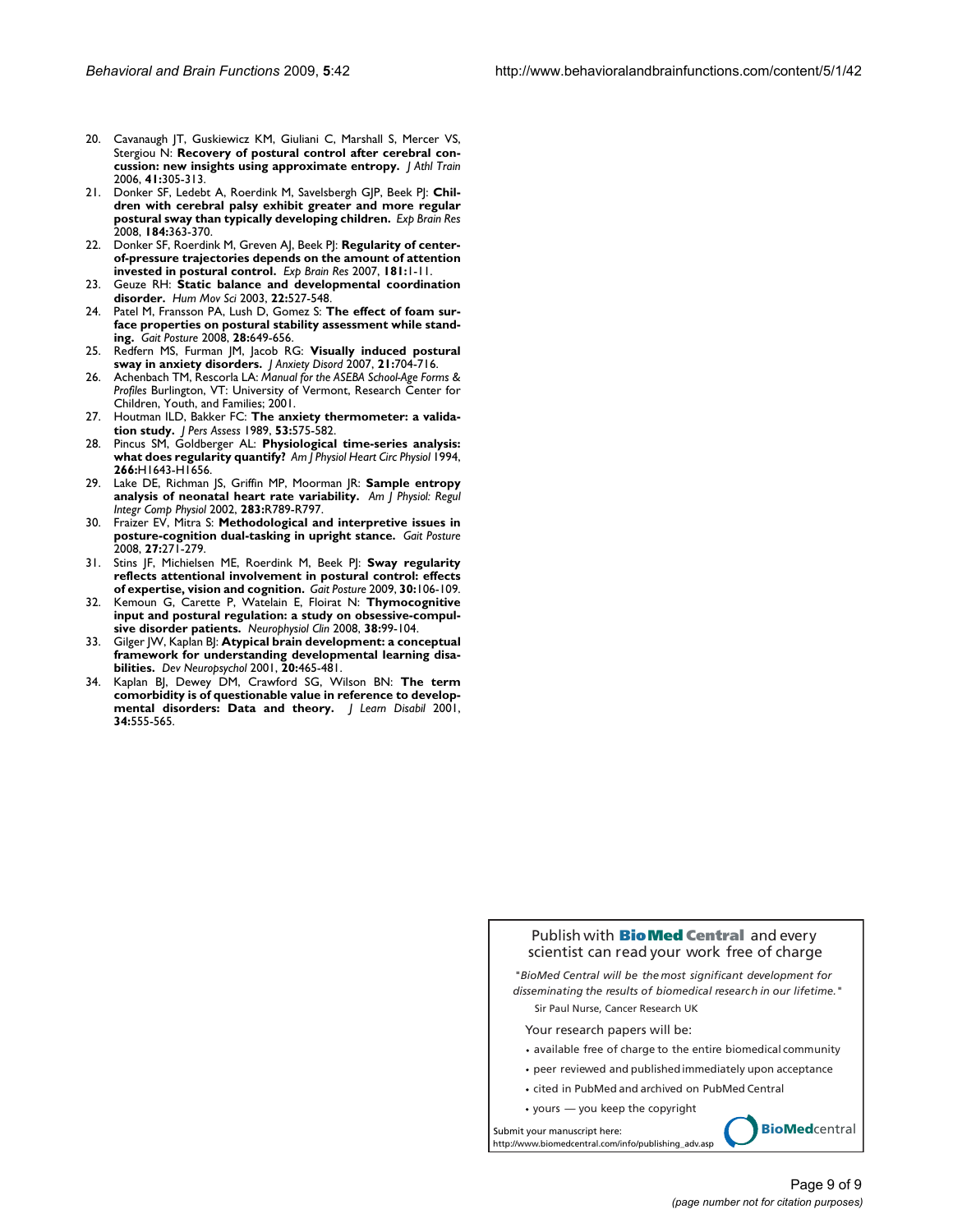20. Cavanaugh JT, Guskiewicz KM, Giuliani C, Marshall S, Mercer VS, Stergiou N: **Recovery of postural control after cerebral concussion: new insights using approximate entropy.** *J Athl Train* 2006, **41:**305-313.
21. Donker SF, Ledebt A, Roerdink M, Savelsbergh GJP, Beek PJ: **Children with cerebral palsy exhibit greater and more regular postural sway than typically developing children.** *Exp Brain Res* 2008, **184:**363-370.
22. Donker SF, Roerdink M, Greven AJ, Beek PJ: **Regularity of center-of-pressure trajectories depends on the amount of attention invested in postural control.** *Exp Brain Res* 2007, **181:**1-11.
23. Geuze RH: **Static balance and developmental coordination disorder.** *Hum Mov Sci* 2003, **22:**527-548.
24. Patel M, Fransson PA, Lush D, Gomez S: **The effect of foam surface properties on postural stability assessment while standing.** *Gait Posture* 2008, **28:**649-656.
25. Redfern MS, Furman JM, Jacob RG: **Visually induced postural sway in anxiety disorders.** *J Anxiety Disord* 2007, **21:**704-716.
26. Achenbach TM, Rescorla LA: *Manual for the ASEBA School-Age Forms & Profiles* Burlington, VT: University of Vermont, Research Center for Children, Youth, and Families; 2001.
27. Houtman ILD, Bakker FC: **The anxiety thermometer: a validation study.** *J Pers Assess* 1989, **53:**575-582.
28. Pincus SM, Goldberger AL: **Physiological time-series analysis: what does regularity quantify?** *Am J Physiol Heart Circ Physiol* 1994, **266:**H1643-H1656.
29. Lake DE, Richman JS, Griffin MP, Moorman JR: **Sample entropy analysis of neonatal heart rate variability.** *Am J Physiol: Regul Integr Comp Physiol* 2002, **283:**R789-R797.
30. Fraizer EV, Mitra S: **Methodological and interpretive issues in posture-cognition dual-tasking in upright stance.** *Gait Posture* 2008, **27:**271-279.
31. Stins JF, Michielsen ME, Roerdink M, Beek PJ: **Sway regularity reflects attentional involvement in postural control: effects of expertise, vision and cognition.** *Gait Posture* 2009, **30:**106-109.
32. Kemoun G, Carette P, Watelain E, Floirat N: **Thymocognitive input and postural regulation: a study on obsessive-compulsive disorder patients.** *Neurophysiol Clin* 2008, **38:**99-104.
33. Gilger JW, Kaplan BJ: **Atypical brain development: a conceptual framework for understanding developmental learning disabilities.** *Dev Neuropsychol* 2001, **20:**465-481.
34. Kaplan BJ, Dewey DM, Crawford SG, Wilson BN: **The term comorbidity is of questionable value in reference to developmental disorders: Data and theory.** *J Learn Disabil* 2001, **34:**555-565.

Publish with **BioMed Central** and every scientist can read your work free of charge

*"BioMed Central will be the most significant development for disseminating the results of biomedical research in our lifetime."*
Sir Paul Nurse, Cancer Research UK

Your research papers will be:

- available free of charge to the entire biomedical community
- peer reviewed and published immediately upon acceptance
- cited in PubMed and archived on PubMed Central
- yours — you keep the copyright

Submit your manuscript here:
http://www.biomedcentral.com/info/publishing_adv.asp

**BioMed**central